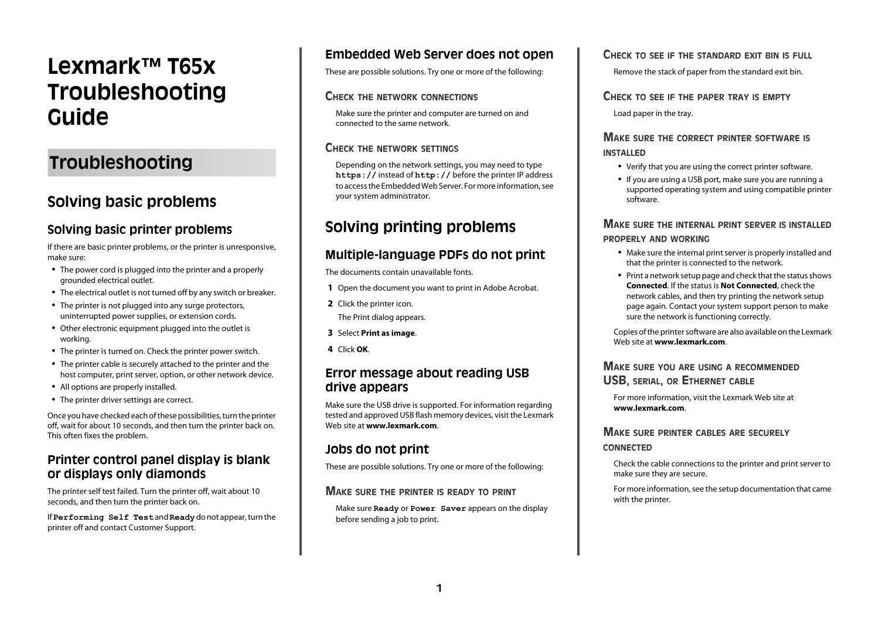# Lexmark™ T65x Troubleshooting Guide

## Troubleshooting

## Solving basic problems

### Solving basic printer problems

If there are basic printer problems, or the printer is unresponsive, make sure:

- The power cord is plugged into the printer and a properly grounded electrical outlet.
- The electrical outlet is not turned off by any switch or breaker.
- The printer is not plugged into any surge protectors, uninterrupted power supplies, or extension cords.
- Other electronic equipment plugged into the outlet is working.
- The printer is turned on. Check the printer power switch.
- The printer cable is securely attached to the printer and the host computer, print server, option, or other network device.
- All options are properly installed.
- The printer driver settings are correct.

Once you have checked each of these possibilities, turn the printer off, wait for about 10 seconds, and then turn the printer back on. This often fixes the problem.

### Printer control panel display is blank or displays only diamonds

The printer self test failed. Turn the printer off, wait about 10 seconds, and then turn the printer back on.

If **Performing Self Test** and **Ready** do not appear, turn the printer off and contact Customer Support.

### Embedded Web Server does not open

These are possible solutions. Try one or more of the following:

#### Check the network connections

Make sure the printer and computer are turned on and connected to the same network.

#### Check the network settings

Depending on the network settings, you may need to type **https://** instead of **http://** before the printer IP address to access the Embedded Web Server. For more information, see your system administrator.

## Solving printing problems

### Multiple-language PDFs do not print

The documents contain unavailable fonts.

1. Open the document you want to print in Adobe Acrobat.
2. Click the printer icon.
   The Print dialog appears.
3. Select **Print as image**.
4. Click **OK**.

### Error message about reading USB drive appears

Make sure the USB drive is supported. For information regarding tested and approved USB flash memory devices, visit the Lexmark Web site at **www.lexmark.com**.

### Jobs do not print

These are possible solutions. Try one or more of the following:

#### Make sure the printer is ready to print

Make sure **Ready** or **Power Saver** appears on the display before sending a job to print.

#### Check to see if the standard exit bin is full

Remove the stack of paper from the standard exit bin.

#### Check to see if the paper tray is empty

Load paper in the tray.

#### Make sure the correct printer software is installed

- Verify that you are using the correct printer software.
- If you are using a USB port, make sure you are running a supported operating system and using compatible printer software.

#### Make sure the internal print server is installed properly and working

- Make sure the internal print server is properly installed and that the printer is connected to the network.
- Print a network setup page and check that the status shows **Connected**. If the status is **Not Connected**, check the network cables, and then try printing the network setup page again. Contact your system support person to make sure the network is functioning correctly.

Copies of the printer software are also available on the Lexmark Web site at **www.lexmark.com**.

#### Make sure you are using a recommended USB, serial, or Ethernet cable

For more information, visit the Lexmark Web site at **www.lexmark.com**.

#### Make sure printer cables are securely connected

Check the cable connections to the printer and print server to make sure they are secure.

For more information, see the setup documentation that came with the printer.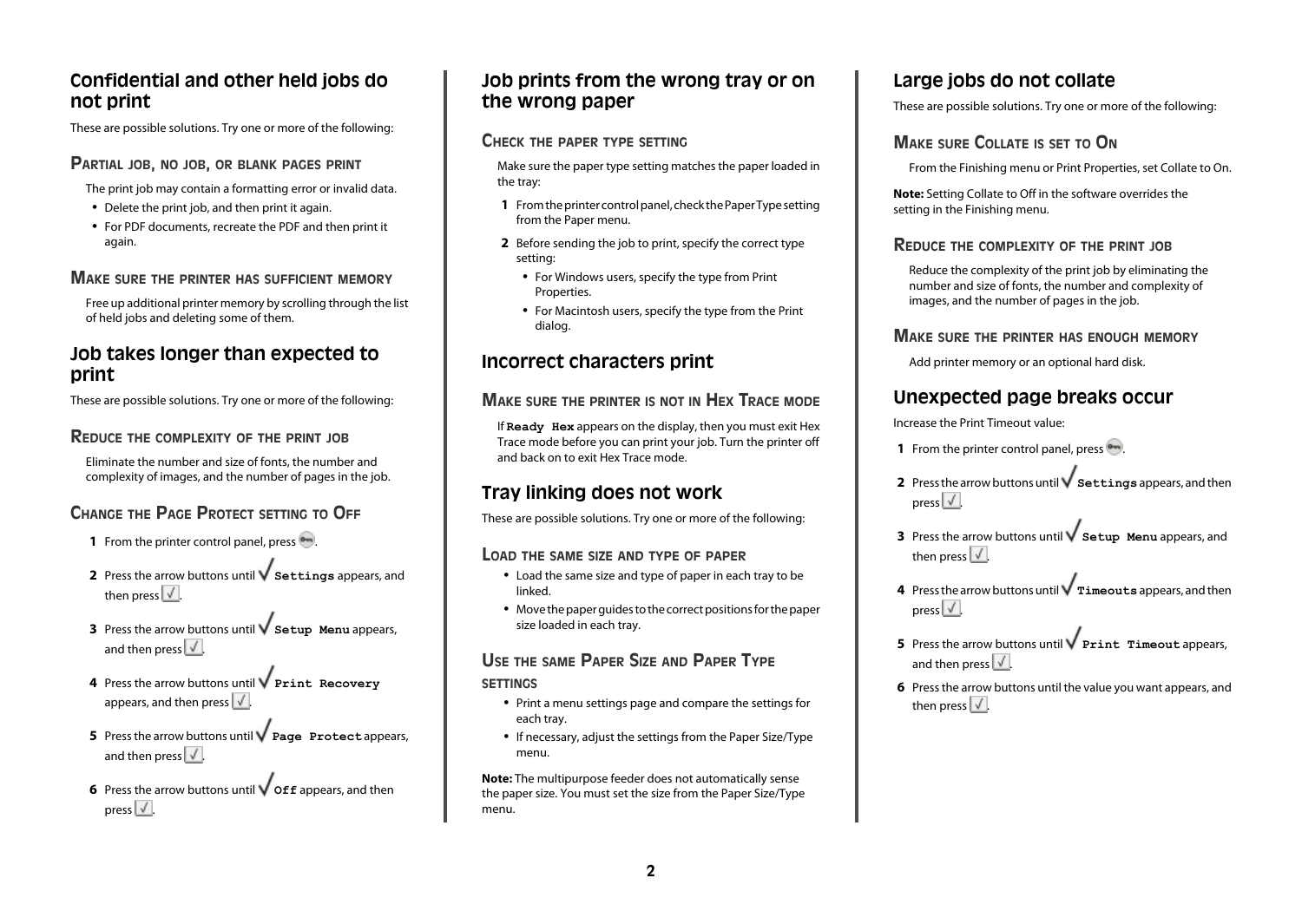## Confidential and other held jobs do not print

These are possible solutions. Try one or more of the following:

### Partial job, no job, or blank pages print

The print job may contain a formatting error or invalid data.

- Delete the print job, and then print it again.
- For PDF documents, recreate the PDF and then print it again.

### Make sure the printer has sufficient memory

Free up additional printer memory by scrolling through the list of held jobs and deleting some of them.

## Job takes longer than expected to print

These are possible solutions. Try one or more of the following:

### Reduce the complexity of the print job

Eliminate the number and size of fonts, the number and complexity of images, and the number of pages in the job.

### Change the Page Protect setting to Off

1. From the printer control panel, press the menu button.
2. Press the arrow buttons until √ `Settings` appears, and then press √.
3. Press the arrow buttons until √ `Setup Menu` appears, and then press √.
4. Press the arrow buttons until √ `Print Recovery` appears, and then press √.
5. Press the arrow buttons until √ `Page Protect` appears, and then press √.
6. Press the arrow buttons until √ `Off` appears, and then press √.

## Job prints from the wrong tray or on the wrong paper

### Check the paper type setting

Make sure the paper type setting matches the paper loaded in the tray:

1. From the printer control panel, check the Paper Type setting from the Paper menu.
2. Before sending the job to print, specify the correct type setting:
   - For Windows users, specify the type from Print Properties.
   - For Macintosh users, specify the type from the Print dialog.

## Incorrect characters print

### Make sure the printer is not in Hex Trace mode

If `Ready Hex` appears on the display, then you must exit Hex Trace mode before you can print your job. Turn the printer off and back on to exit Hex Trace mode.

## Tray linking does not work

These are possible solutions. Try one or more of the following:

### Load the same size and type of paper

- Load the same size and type of paper in each tray to be linked.
- Move the paper guides to the correct positions for the paper size loaded in each tray.

### Use the same Paper Size and Paper Type settings

- Print a menu settings page and compare the settings for each tray.
- If necessary, adjust the settings from the Paper Size/Type menu.

**Note:** The multipurpose feeder does not automatically sense the paper size. You must set the size from the Paper Size/Type menu.

## Large jobs do not collate

These are possible solutions. Try one or more of the following:

### Make sure Collate is set to On

From the Finishing menu or Print Properties, set Collate to On.

**Note:** Setting Collate to Off in the software overrides the setting in the Finishing menu.

### Reduce the complexity of the print job

Reduce the complexity of the print job by eliminating the number and size of fonts, the number and complexity of images, and the number of pages in the job.

### Make sure the printer has enough memory

Add printer memory or an optional hard disk.

## Unexpected page breaks occur

Increase the Print Timeout value:

1. From the printer control panel, press the menu button.
2. Press the arrow buttons until √ `Settings` appears, and then press √.
3. Press the arrow buttons until √ `Setup Menu` appears, and then press √.
4. Press the arrow buttons until √ `Timeouts` appears, and then press √.
5. Press the arrow buttons until √ `Print Timeout` appears, and then press √.
6. Press the arrow buttons until the value you want appears, and then press √.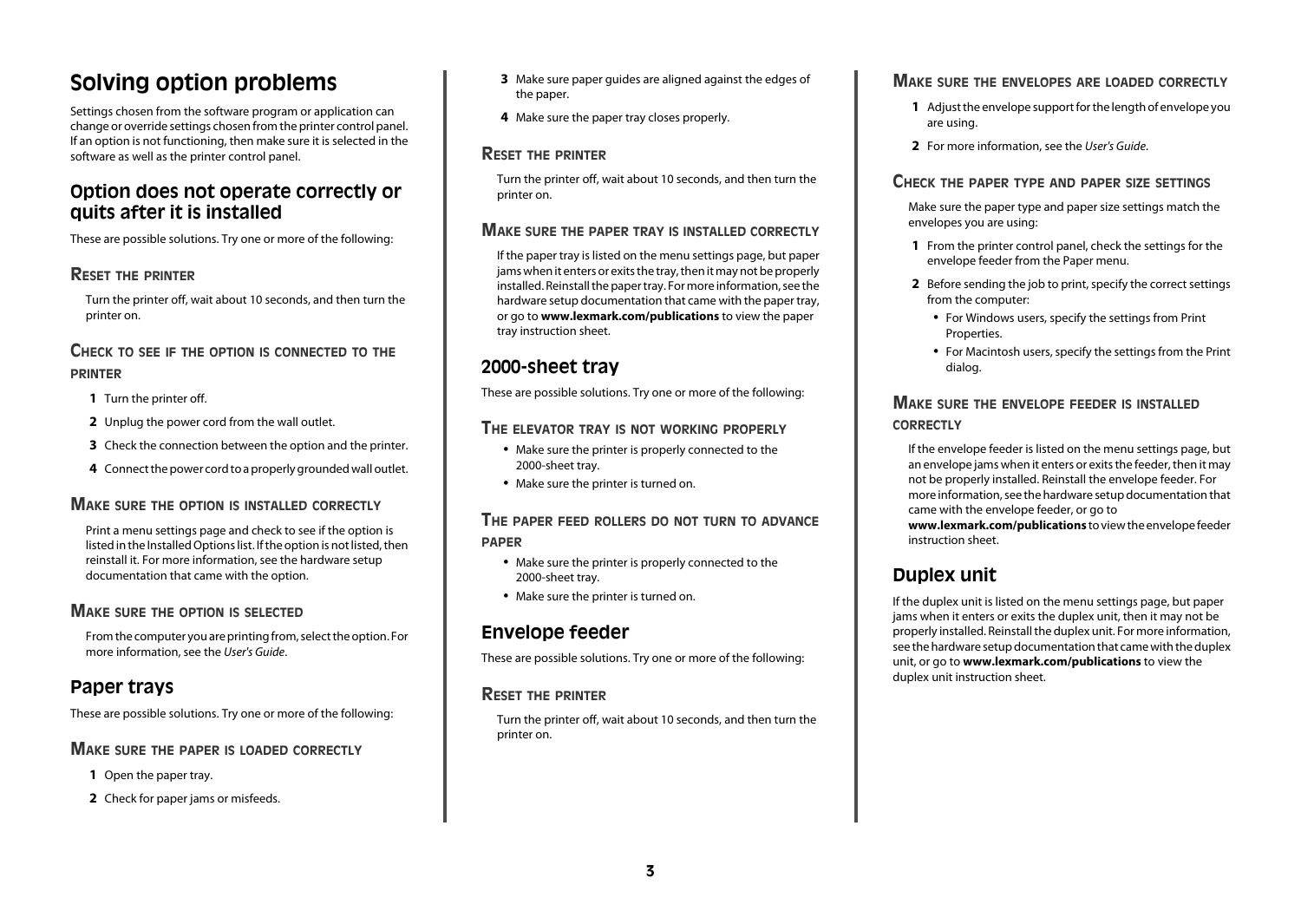# Solving option problems

Settings chosen from the software program or application can change or override settings chosen from the printer control panel. If an option is not functioning, then make sure it is selected in the software as well as the printer control panel.

## Option does not operate correctly or quits after it is installed

These are possible solutions. Try one or more of the following:

### Reset the printer

Turn the printer off, wait about 10 seconds, and then turn the printer on.

### Check to see if the option is connected to the printer

1. Turn the printer off.
2. Unplug the power cord from the wall outlet.
3. Check the connection between the option and the printer.
4. Connect the power cord to a properly grounded wall outlet.

### Make sure the option is installed correctly

Print a menu settings page and check to see if the option is listed in the Installed Options list. If the option is not listed, then reinstall it. For more information, see the hardware setup documentation that came with the option.

### Make sure the option is selected

From the computer you are printing from, select the option. For more information, see the *User's Guide*.

## Paper trays

These are possible solutions. Try one or more of the following:

### Make sure the paper is loaded correctly

1. Open the paper tray.
2. Check for paper jams or misfeeds.
3. Make sure paper guides are aligned against the edges of the paper.
4. Make sure the paper tray closes properly.

### Reset the printer

Turn the printer off, wait about 10 seconds, and then turn the printer on.

### Make sure the paper tray is installed correctly

If the paper tray is listed on the menu settings page, but paper jams when it enters or exits the tray, then it may not be properly installed. Reinstall the paper tray. For more information, see the hardware setup documentation that came with the paper tray, or go to **www.lexmark.com/publications** to view the paper tray instruction sheet.

## 2000-sheet tray

These are possible solutions. Try one or more of the following:

### The elevator tray is not working properly

- Make sure the printer is properly connected to the 2000-sheet tray.
- Make sure the printer is turned on.

### The paper feed rollers do not turn to advance paper

- Make sure the printer is properly connected to the 2000-sheet tray.
- Make sure the printer is turned on.

## Envelope feeder

These are possible solutions. Try one or more of the following:

### Reset the printer

Turn the printer off, wait about 10 seconds, and then turn the printer on.

### Make sure the envelopes are loaded correctly

1. Adjust the envelope support for the length of envelope you are using.
2. For more information, see the *User's Guide*.

### Check the paper type and paper size settings

Make sure the paper type and paper size settings match the envelopes you are using:

1. From the printer control panel, check the settings for the envelope feeder from the Paper menu.
2. Before sending the job to print, specify the correct settings from the computer:
   - For Windows users, specify the settings from Print Properties.
   - For Macintosh users, specify the settings from the Print dialog.

### Make sure the envelope feeder is installed correctly

If the envelope feeder is listed on the menu settings page, but an envelope jams when it enters or exits the feeder, then it may not be properly installed. Reinstall the envelope feeder. For more information, see the hardware setup documentation that came with the envelope feeder, or go to **www.lexmark.com/publications** to view the envelope feeder instruction sheet.

## Duplex unit

If the duplex unit is listed on the menu settings page, but paper jams when it enters or exits the duplex unit, then it may not be properly installed. Reinstall the duplex unit. For more information, see the hardware setup documentation that came with the duplex unit, or go to **www.lexmark.com/publications** to view the duplex unit instruction sheet.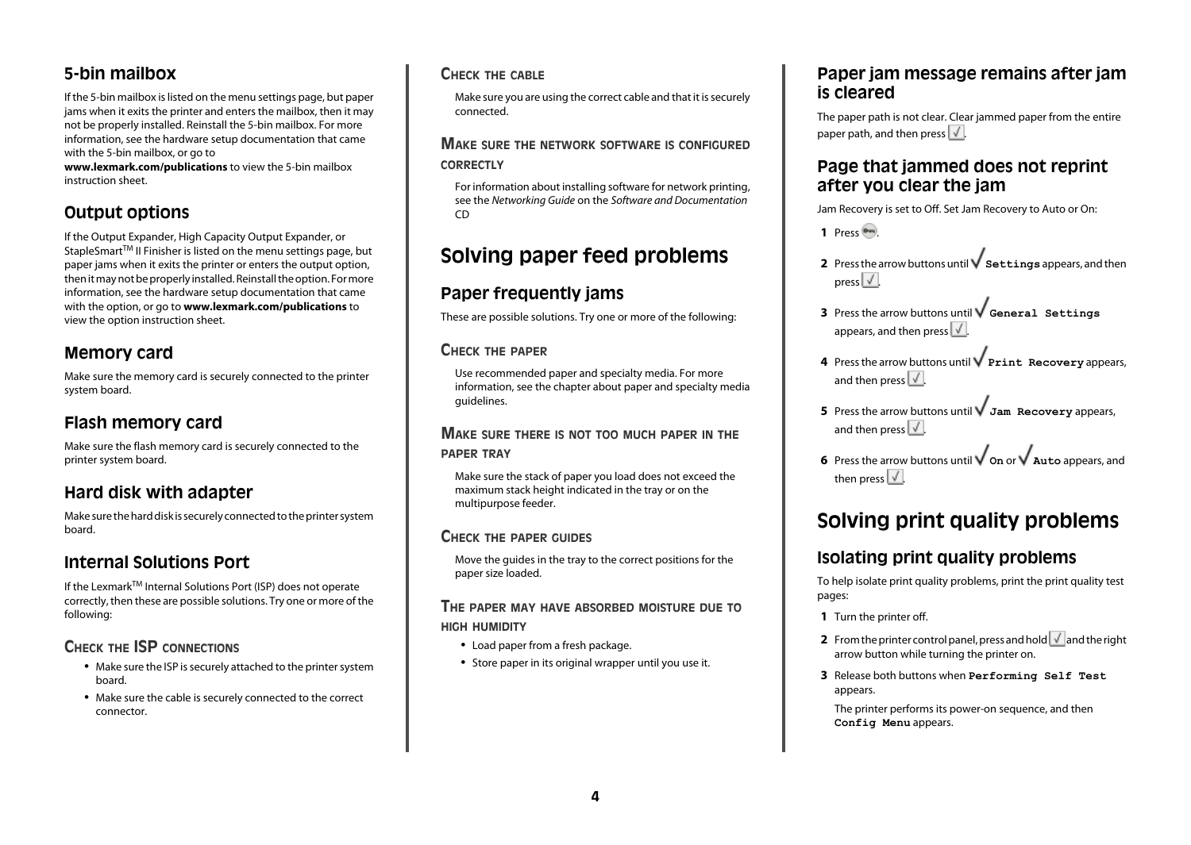### 5-bin mailbox

If the 5-bin mailbox is listed on the menu settings page, but paper jams when it exits the printer and enters the mailbox, then it may not be properly installed. Reinstall the 5-bin mailbox. For more information, see the hardware setup documentation that came with the 5-bin mailbox, or go to **www.lexmark.com/publications** to view the 5-bin mailbox instruction sheet.

### Output options

If the Output Expander, High Capacity Output Expander, or StapleSmart™ II Finisher is listed on the menu settings page, but paper jams when it exits the printer and enters the output option, then it may not be properly installed. Reinstall the option. For more information, see the hardware setup documentation that came with the option, or go to **www.lexmark.com/publications** to view the option instruction sheet.

### Memory card

Make sure the memory card is securely connected to the printer system board.

### Flash memory card

Make sure the flash memory card is securely connected to the printer system board.

### Hard disk with adapter

Make sure the hard disk is securely connected to the printer system board.

### Internal Solutions Port

If the Lexmark™ Internal Solutions Port (ISP) does not operate correctly, then these are possible solutions. Try one or more of the following:

#### Check the ISP connections

- Make sure the ISP is securely attached to the printer system board.
- Make sure the cable is securely connected to the correct connector.

#### Check the cable

Make sure you are using the correct cable and that it is securely connected.

#### Make sure the network software is configured correctly

For information about installing software for network printing, see the *Networking Guide* on the *Software and Documentation* CD

## Solving paper feed problems

### Paper frequently jams

These are possible solutions. Try one or more of the following:

#### Check the paper

Use recommended paper and specialty media. For more information, see the chapter about paper and specialty media guidelines.

#### Make sure there is not too much paper in the paper tray

Make sure the stack of paper you load does not exceed the maximum stack height indicated in the tray or on the multipurpose feeder.

#### Check the paper guides

Move the guides in the tray to the correct positions for the paper size loaded.

#### The paper may have absorbed moisture due to high humidity

- Load paper from a fresh package.
- Store paper in its original wrapper until you use it.

### Paper jam message remains after jam is cleared

The paper path is not clear. Clear jammed paper from the entire paper path, and then press ✓.

### Page that jammed does not reprint after you clear the jam

Jam Recovery is set to Off. Set Jam Recovery to Auto or On:

1. Press the menu button.
2. Press the arrow buttons until ✓ `Settings` appears, and then press ✓.
3. Press the arrow buttons until ✓ `General Settings` appears, and then press ✓.
4. Press the arrow buttons until ✓ `Print Recovery` appears, and then press ✓.
5. Press the arrow buttons until ✓ `Jam Recovery` appears, and then press ✓.
6. Press the arrow buttons until ✓ `On` or ✓ `Auto` appears, and then press ✓.

## Solving print quality problems

### Isolating print quality problems

To help isolate print quality problems, print the print quality test pages:

1. Turn the printer off.
2. From the printer control panel, press and hold ✓ and the right arrow button while turning the printer on.
3. Release both buttons when `Performing Self Test` appears.

   The printer performs its power-on sequence, and then `Config Menu` appears.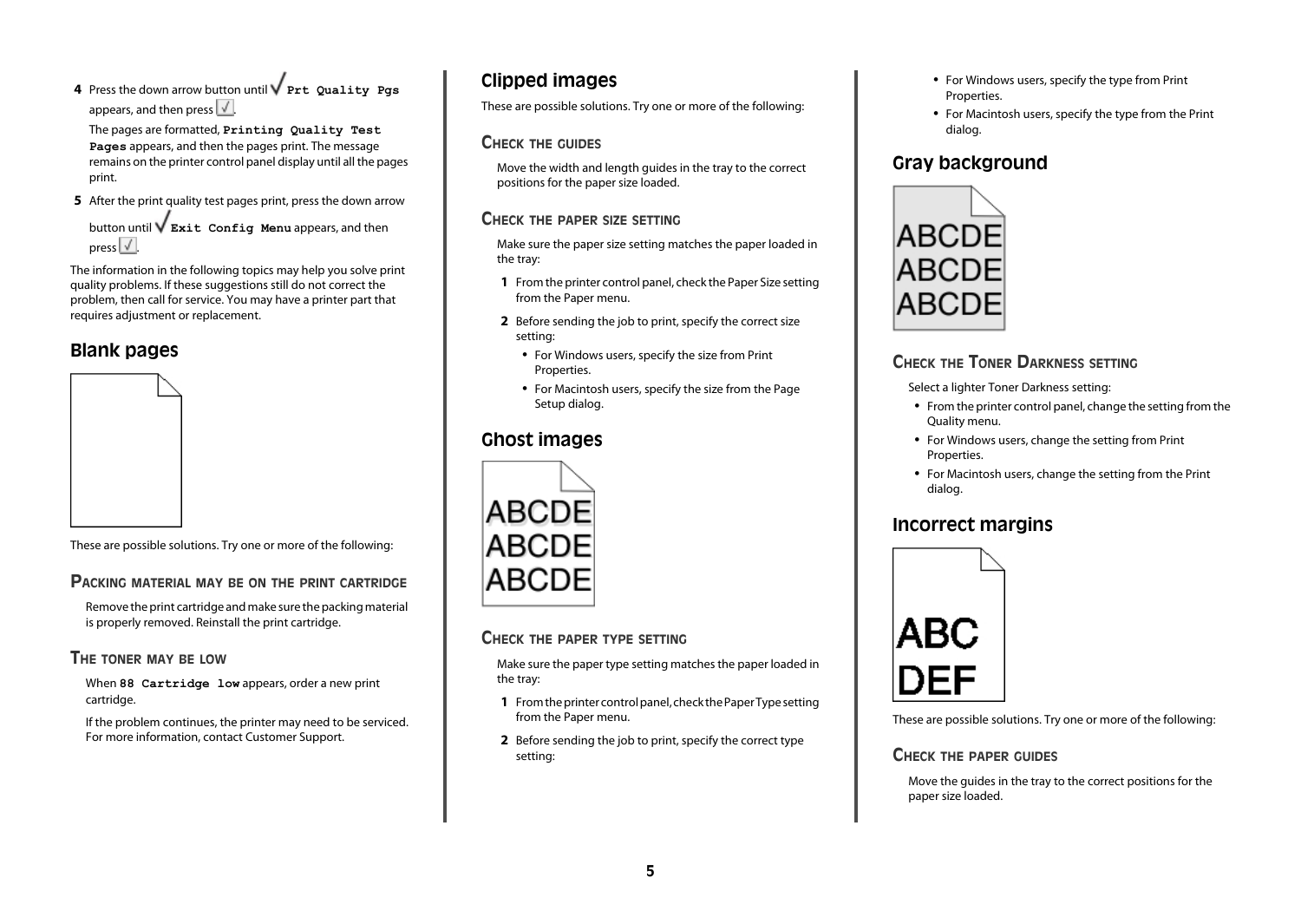4. Press the down arrow button until ✓ **Prt Quality Pgs** appears, and then press ✓.

   The pages are formatted, **Printing Quality Test Pages** appears, and then the pages print. The message remains on the printer control panel display until all the pages print.

5. After the print quality test pages print, press the down arrow button until ✓ **Exit Config Menu** appears, and then press ✓.

The information in the following topics may help you solve print quality problems. If these suggestions still do not correct the problem, then call for service. You may have a printer part that requires adjustment or replacement.

## Blank pages

These are possible solutions. Try one or more of the following:

### Packing material may be on the print cartridge

Remove the print cartridge and make sure the packing material is properly removed. Reinstall the print cartridge.

### The toner may be low

When **88 Cartridge low** appears, order a new print cartridge.

If the problem continues, the printer may need to be serviced. For more information, contact Customer Support.

## Clipped images

These are possible solutions. Try one or more of the following:

### Check the guides

Move the width and length guides in the tray to the correct positions for the paper size loaded.

### Check the paper size setting

Make sure the paper size setting matches the paper loaded in the tray:

1. From the printer control panel, check the Paper Size setting from the Paper menu.
2. Before sending the job to print, specify the correct size setting:
   - For Windows users, specify the size from Print Properties.
   - For Macintosh users, specify the size from the Page Setup dialog.

## Ghost images

### Check the paper type setting

Make sure the paper type setting matches the paper loaded in the tray:

1. From the printer control panel, check the Paper Type setting from the Paper menu.
2. Before sending the job to print, specify the correct type setting:
   - For Windows users, specify the type from Print Properties.
   - For Macintosh users, specify the type from the Print dialog.

## Gray background

### Check the Toner Darkness setting

Select a lighter Toner Darkness setting:

- From the printer control panel, change the setting from the Quality menu.
- For Windows users, change the setting from Print Properties.
- For Macintosh users, change the setting from the Print dialog.

## Incorrect margins

These are possible solutions. Try one or more of the following:

### Check the paper guides

Move the guides in the tray to the correct positions for the paper size loaded.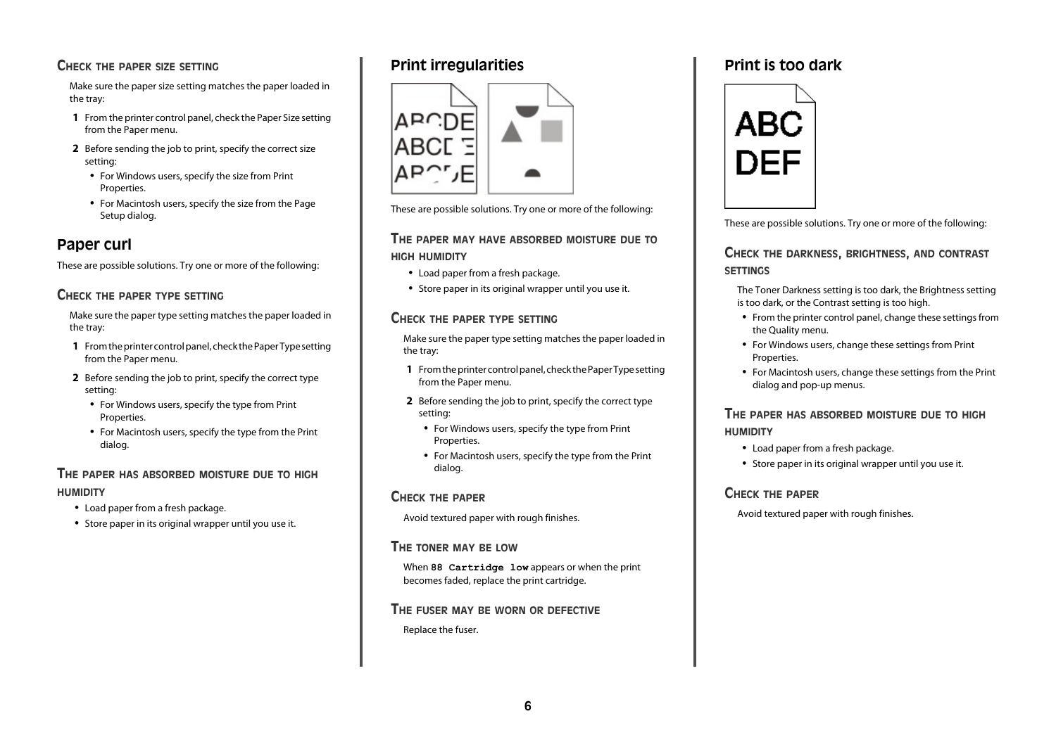### Check the paper size setting

Make sure the paper size setting matches the paper loaded in the tray:

1. From the printer control panel, check the Paper Size setting from the Paper menu.
2. Before sending the job to print, specify the correct size setting:
   - For Windows users, specify the size from Print Properties.
   - For Macintosh users, specify the size from the Page Setup dialog.

## Paper curl

These are possible solutions. Try one or more of the following:

### Check the paper type setting

Make sure the paper type setting matches the paper loaded in the tray:

1. From the printer control panel, check the Paper Type setting from the Paper menu.
2. Before sending the job to print, specify the correct type setting:
   - For Windows users, specify the type from Print Properties.
   - For Macintosh users, specify the type from the Print dialog.

### The paper has absorbed moisture due to high humidity

- Load paper from a fresh package.
- Store paper in its original wrapper until you use it.

## Print irregularities

These are possible solutions. Try one or more of the following:

### The paper may have absorbed moisture due to high humidity

- Load paper from a fresh package.
- Store paper in its original wrapper until you use it.

### Check the paper type setting

Make sure the paper type setting matches the paper loaded in the tray:

1. From the printer control panel, check the Paper Type setting from the Paper menu.
2. Before sending the job to print, specify the correct type setting:
   - For Windows users, specify the type from Print Properties.
   - For Macintosh users, specify the type from the Print dialog.

### Check the paper

Avoid textured paper with rough finishes.

### The toner may be low

When **88 Cartridge low** appears or when the print becomes faded, replace the print cartridge.

### The fuser may be worn or defective

Replace the fuser.

## Print is too dark

These are possible solutions. Try one or more of the following:

### Check the darkness, brightness, and contrast settings

The Toner Darkness setting is too dark, the Brightness setting is too dark, or the Contrast setting is too high.

- From the printer control panel, change these settings from the Quality menu.
- For Windows users, change these settings from Print Properties.
- For Macintosh users, change these settings from the Print dialog and pop-up menus.

### The paper has absorbed moisture due to high humidity

- Load paper from a fresh package.
- Store paper in its original wrapper until you use it.

### Check the paper

Avoid textured paper with rough finishes.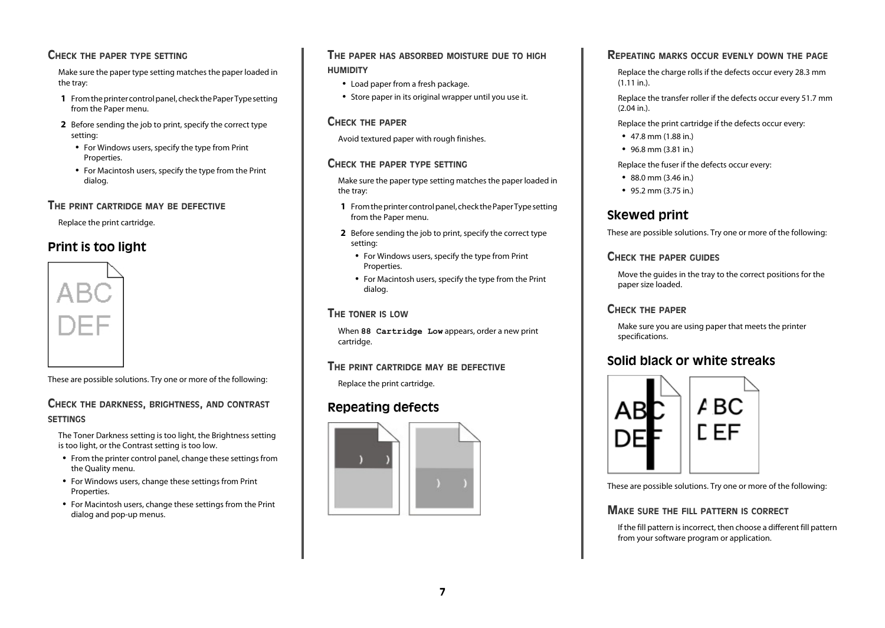### Check the paper type setting

Make sure the paper type setting matches the paper loaded in the tray:

1. From the printer control panel, check the Paper Type setting from the Paper menu.
2. Before sending the job to print, specify the correct type setting:
   - For Windows users, specify the type from Print Properties.
   - For Macintosh users, specify the type from the Print dialog.

### The print cartridge may be defective

Replace the print cartridge.

## Print is too light

These are possible solutions. Try one or more of the following:

### Check the darkness, brightness, and contrast settings

The Toner Darkness setting is too light, the Brightness setting is too light, or the Contrast setting is too low.

- From the printer control panel, change these settings from the Quality menu.
- For Windows users, change these settings from Print Properties.
- For Macintosh users, change these settings from the Print dialog and pop-up menus.

### The paper has absorbed moisture due to high humidity

- Load paper from a fresh package.
- Store paper in its original wrapper until you use it.

### Check the paper

Avoid textured paper with rough finishes.

### Check the paper type setting

Make sure the paper type setting matches the paper loaded in the tray:

1. From the printer control panel, check the Paper Type setting from the Paper menu.
2. Before sending the job to print, specify the correct type setting:
   - For Windows users, specify the type from Print Properties.
   - For Macintosh users, specify the type from the Print dialog.

### The toner is low

When `88 Cartridge Low` appears, order a new print cartridge.

### The print cartridge may be defective

Replace the print cartridge.

## Repeating defects

### Repeating marks occur evenly down the page

Replace the charge rolls if the defects occur every 28.3 mm (1.11 in.).

Replace the transfer roller if the defects occur every 51.7 mm (2.04 in.).

Replace the print cartridge if the defects occur every:

- 47.8 mm (1.88 in.)
- 96.8 mm (3.81 in.)

Replace the fuser if the defects occur every:

- 88.0 mm (3.46 in.)
- 95.2 mm (3.75 in.)

## Skewed print

These are possible solutions. Try one or more of the following:

### Check the paper guides

Move the guides in the tray to the correct positions for the paper size loaded.

### Check the paper

Make sure you are using paper that meets the printer specifications.

## Solid black or white streaks

These are possible solutions. Try one or more of the following:

### Make sure the fill pattern is correct

If the fill pattern is incorrect, then choose a different fill pattern from your software program or application.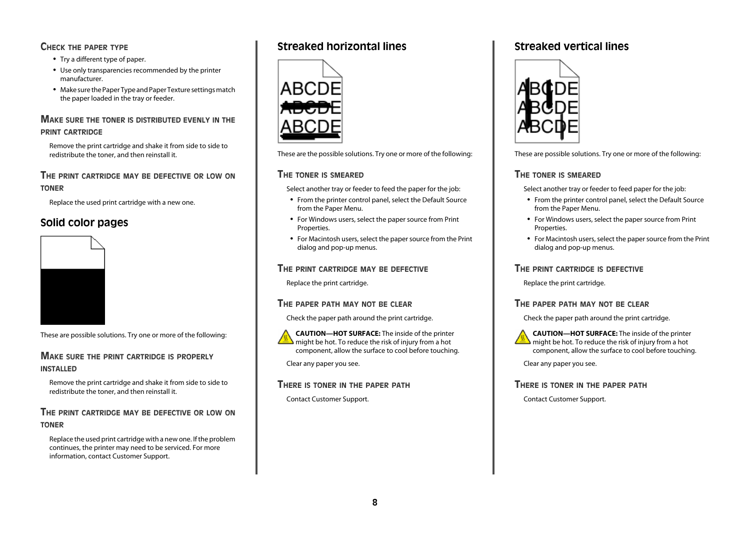### Check the paper type

- Try a different type of paper.
- Use only transparencies recommended by the printer manufacturer.
- Make sure the Paper Type and Paper Texture settings match the paper loaded in the tray or feeder.

### Make sure the toner is distributed evenly in the print cartridge

Remove the print cartridge and shake it from side to side to redistribute the toner, and then reinstall it.

### The print cartridge may be defective or low on toner

Replace the used print cartridge with a new one.

## Solid color pages

These are possible solutions. Try one or more of the following:

### Make sure the print cartridge is properly installed

Remove the print cartridge and shake it from side to side to redistribute the toner, and then reinstall it.

### The print cartridge may be defective or low on toner

Replace the used print cartridge with a new one. If the problem continues, the printer may need to be serviced. For more information, contact Customer Support.

## Streaked horizontal lines

These are the possible solutions. Try one or more of the following:

### The toner is smeared

Select another tray or feeder to feed the paper for the job:

- From the printer control panel, select the Default Source from the Paper Menu.
- For Windows users, select the paper source from Print Properties.
- For Macintosh users, select the paper source from the Print dialog and pop-up menus.

### The print cartridge may be defective

Replace the print cartridge.

### The paper path may not be clear

Check the paper path around the print cartridge.

**CAUTION—HOT SURFACE:** The inside of the printer might be hot. To reduce the risk of injury from a hot component, allow the surface to cool before touching.

Clear any paper you see.

### There is toner in the paper path

Contact Customer Support.

## Streaked vertical lines

These are possible solutions. Try one or more of the following:

### The toner is smeared

Select another tray or feeder to feed the paper for the job:

- From the printer control panel, select the Default Source from the Paper Menu.
- For Windows users, select the paper source from Print Properties.
- For Macintosh users, select the paper source from the Print dialog and pop-up menus.

### The print cartridge is defective

Replace the print cartridge.

### The paper path may not be clear

Check the paper path around the print cartridge.

**CAUTION—HOT SURFACE:** The inside of the printer might be hot. To reduce the risk of injury from a hot component, allow the surface to cool before touching.

Clear any paper you see.

### There is toner in the paper path

Contact Customer Support.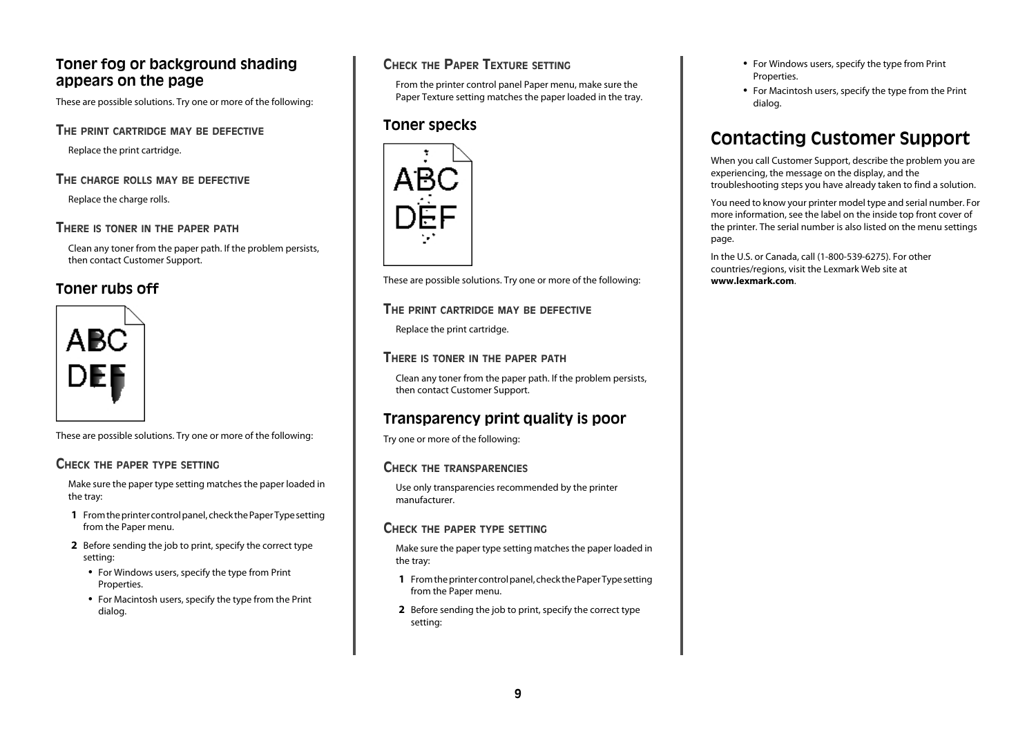## Toner fog or background shading appears on the page

These are possible solutions. Try one or more of the following:

### The print cartridge may be defective

Replace the print cartridge.

### The charge rolls may be defective

Replace the charge rolls.

### There is toner in the paper path

Clean any toner from the paper path. If the problem persists, then contact Customer Support.

## Toner rubs off

These are possible solutions. Try one or more of the following:

### Check the paper type setting

Make sure the paper type setting matches the paper loaded in the tray:

1. From the printer control panel, check the Paper Type setting from the Paper menu.
2. Before sending the job to print, specify the correct type setting:
   - For Windows users, specify the type from Print Properties.
   - For Macintosh users, specify the type from the Print dialog.

### Check the Paper Texture setting

From the printer control panel Paper menu, make sure the Paper Texture setting matches the paper loaded in the tray.

## Toner specks

These are possible solutions. Try one or more of the following:

### The print cartridge may be defective

Replace the print cartridge.

### There is toner in the paper path

Clean any toner from the paper path. If the problem persists, then contact Customer Support.

## Transparency print quality is poor

Try one or more of the following:

### Check the transparencies

Use only transparencies recommended by the printer manufacturer.

### Check the paper type setting

Make sure the paper type setting matches the paper loaded in the tray:

1. From the printer control panel, check the Paper Type setting from the Paper menu.
2. Before sending the job to print, specify the correct type setting:
   - For Windows users, specify the type from Print Properties.
   - For Macintosh users, specify the type from the Print dialog.

# Contacting Customer Support

When you call Customer Support, describe the problem you are experiencing, the message on the display, and the troubleshooting steps you have already taken to find a solution.

You need to know your printer model type and serial number. For more information, see the label on the inside top front cover of the printer. The serial number is also listed on the menu settings page.

In the U.S. or Canada, call (1-800-539-6275). For other countries/regions, visit the Lexmark Web site at **www.lexmark.com**.